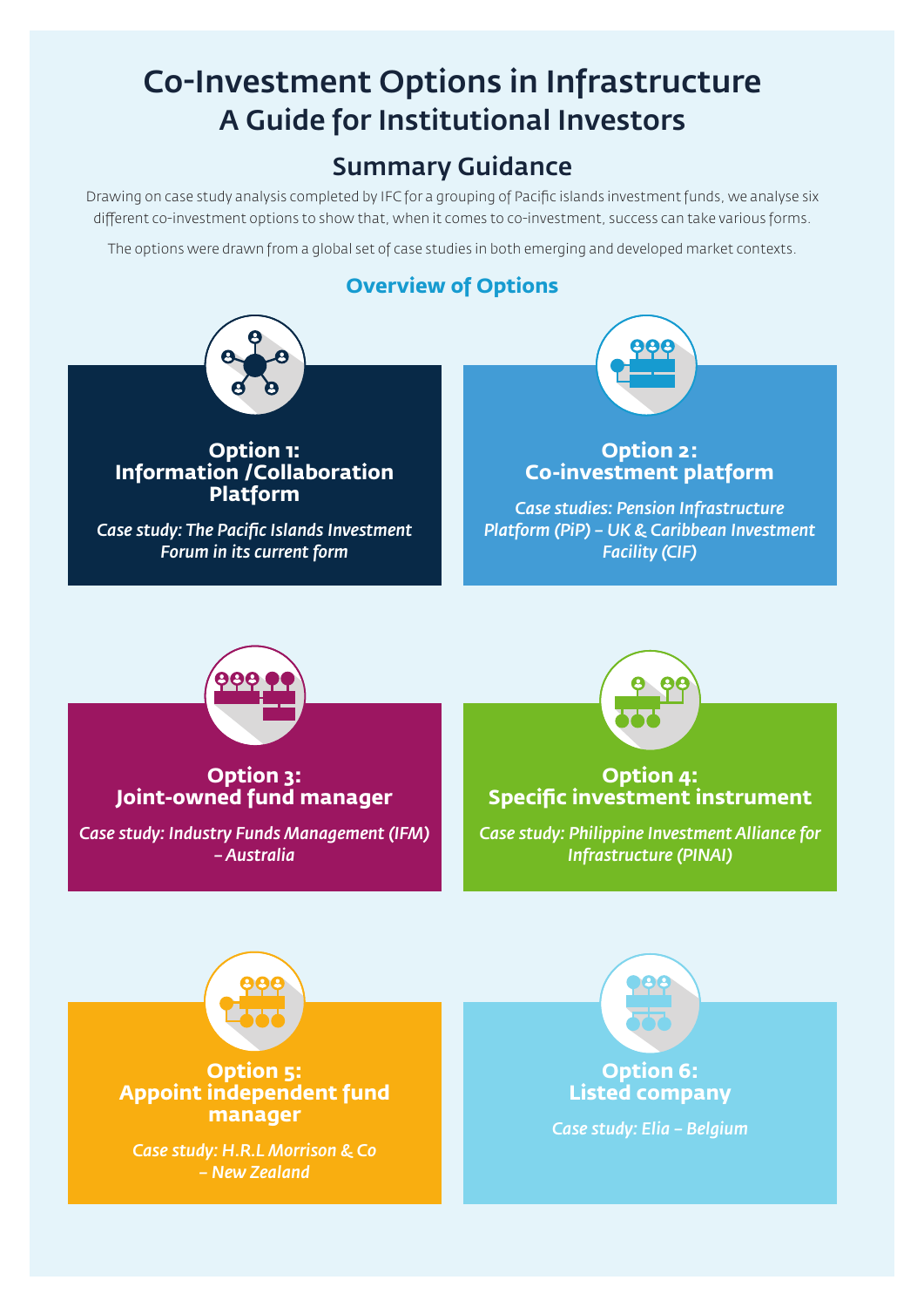# Co-Investment Options in Infrastructure
# A Guide for Institutional Investors

## Summary Guidance

Drawing on case study analysis completed by IFC for a grouping of Pacific islands investment funds, we analyse six different co-investment options to show that, when it comes to co-investment, success can take various forms.

The options were drawn from a global set of case studies in both emerging and developed market contexts.

### Overview of Options

**Option 1: Information /Collaboration Platform**

*Case study: The Pacific Islands Investment Forum in its current form*

**Option 2: Co-investment platform**

*Case studies: Pension Infrastructure Platform (PiP) – UK & Caribbean Investment Facility (CIF)*

**Option 3: Joint-owned fund manager**

*Case study: Industry Funds Management (IFM) – Australia*

**Option 4: Specific investment instrument**

*Case study: Philippine Investment Alliance for Infrastructure (PINAI)*

**Option 5: Appoint independent fund manager**

*Case study: H.R.L Morrison & Co – New Zealand*

**Option 6: Listed company**

*Case study: Elia – Belgium*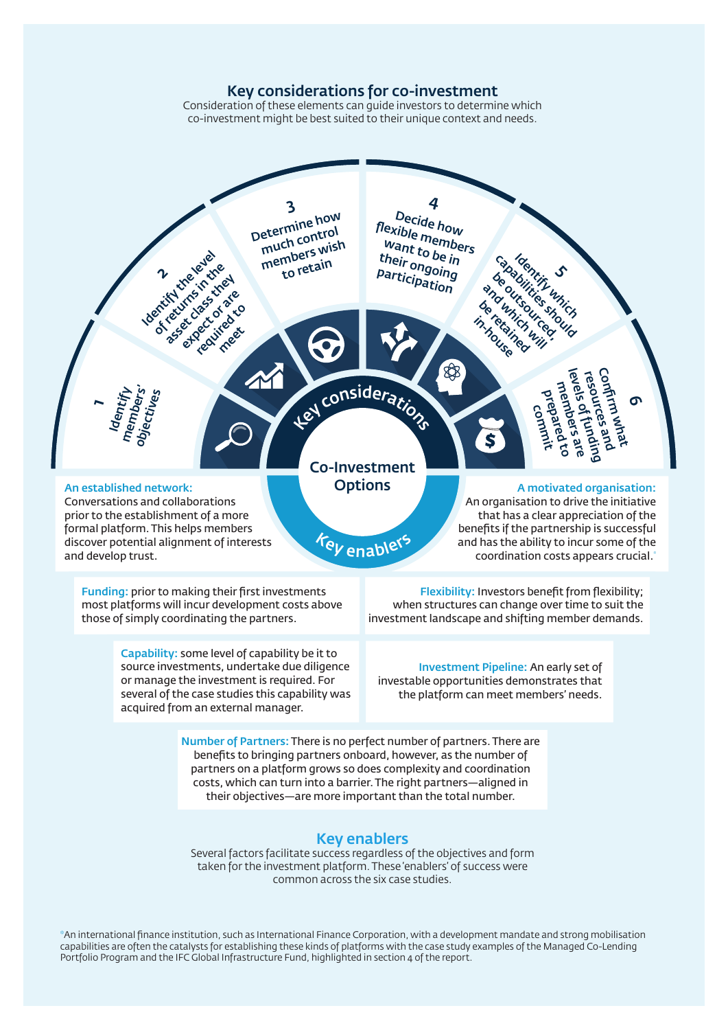## Key considerations for co-investment

Consideration of these elements can guide investors to determine which co-investment might be best suited to their unique context and needs.

1. Identify members' objectives
2. Identify the level of returns in the asset class they expect or are required to meet
3. Determine how much control members wish to retain
4. Decide how flexible members want to be in their ongoing participation
5. Identify which capabilities should be outsourced, and which will be retained in-house
6. Confirm what resources and levels of funding members are prepared to commit

Key considerations

Co-Investment Options

Key enablers

**An established network:** Conversations and collaborations prior to the establishment of a more formal platform. This helps members discover potential alignment of interests and develop trust.

**A motivated organisation:** An organisation to drive the initiative that has a clear appreciation of the benefits if the partnership is successful and has the ability to incur some of the coordination costs appears crucial.*

**Funding:** prior to making their first investments most platforms will incur development costs above those of simply coordinating the partners.

**Flexibility:** Investors benefit from flexibility; when structures can change over time to suit the investment landscape and shifting member demands.

**Capability:** some level of capability be it to source investments, undertake due diligence or manage the investment is required. For several of the case studies this capability was acquired from an external manager.

**Investment Pipeline:** An early set of investable opportunities demonstrates that the platform can meet members' needs.

**Number of Partners:** There is no perfect number of partners. There are benefits to bringing partners onboard, however, as the number of partners on a platform grows so does complexity and coordination costs, which can turn into a barrier. The right partners—aligned in their objectives—are more important than the total number.

## Key enablers

Several factors facilitate success regardless of the objectives and form taken for the investment platform. These 'enablers' of success were common across the six case studies.

*An international finance institution, such as International Finance Corporation, with a development mandate and strong mobilisation capabilities are often the catalysts for establishing these kinds of platforms with the case study examples of the Managed Co-Lending Portfolio Program and the IFC Global Infrastructure Fund, highlighted in section 4 of the report.